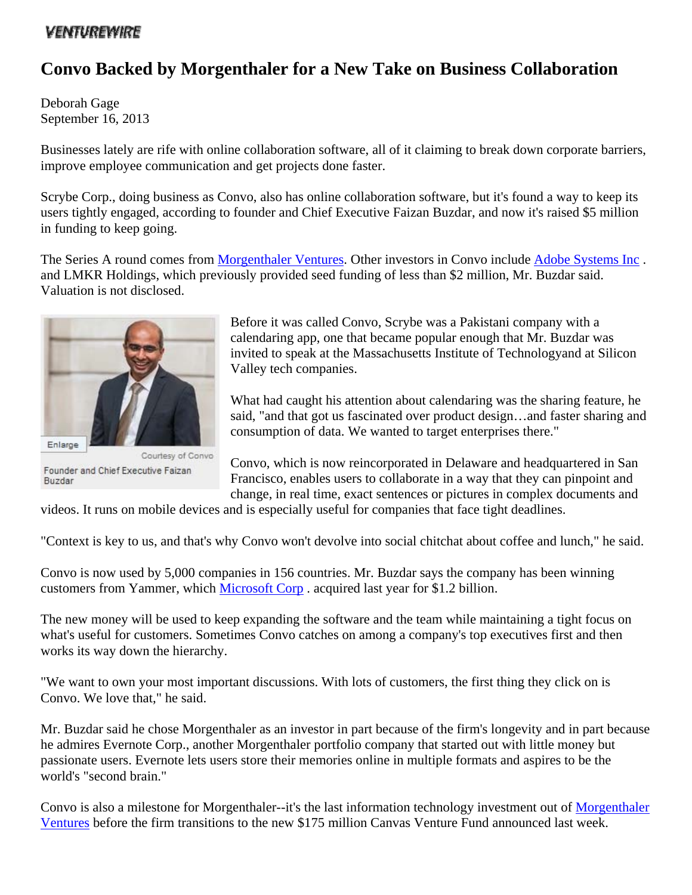VENTUREWIRE

# Convo Backed by Morgenthaler for a New Take on Business Collaboration

Deborah Gage
September 16, 2013

Businesses lately are rife with online collaboration software, all of it claiming to break down corporate barriers, improve employee communication and get projects done faster.

Scrybe Corp., doing business as Convo, also has online collaboration software, but it's found a way to keep its users tightly engaged, according to founder and Chief Executive Faizan Buzdar, and now it's raised $5 million in funding to keep going.

The Series A round comes from Morgenthaler Ventures. Other investors in Convo include Adobe Systems Inc . and LMKR Holdings, which previously provided seed funding of less than $2 million, Mr. Buzdar said. Valuation is not disclosed.

Enlarge

Courtesy of Convo

Founder and Chief Executive Faizan Buzdar

Before it was called Convo, Scrybe was a Pakistani company with a calendaring app, one that became popular enough that Mr. Buzdar was invited to speak at the Massachusetts Institute of Technologyand at Silicon Valley tech companies.

What had caught his attention about calendaring was the sharing feature, he said, "and that got us fascinated over product design…and faster sharing and consumption of data. We wanted to target enterprises there."

Convo, which is now reincorporated in Delaware and headquartered in San Francisco, enables users to collaborate in a way that they can pinpoint and change, in real time, exact sentences or pictures in complex documents and videos. It runs on mobile devices and is especially useful for companies that face tight deadlines.

"Context is key to us, and that's why Convo won't devolve into social chitchat about coffee and lunch," he said.

Convo is now used by 5,000 companies in 156 countries. Mr. Buzdar says the company has been winning customers from Yammer, which Microsoft Corp . acquired last year for $1.2 billion.

The new money will be used to keep expanding the software and the team while maintaining a tight focus on what's useful for customers. Sometimes Convo catches on among a company's top executives first and then works its way down the hierarchy.

"We want to own your most important discussions. With lots of customers, the first thing they click on is Convo. We love that," he said.

Mr. Buzdar said he chose Morgenthaler as an investor in part because of the firm's longevity and in part because he admires Evernote Corp., another Morgenthaler portfolio company that started out with little money but passionate users. Evernote lets users store their memories online in multiple formats and aspires to be the world's "second brain."

Convo is also a milestone for Morgenthaler--it's the last information technology investment out of Morgenthaler Ventures before the firm transitions to the new $175 million Canvas Venture Fund announced last week.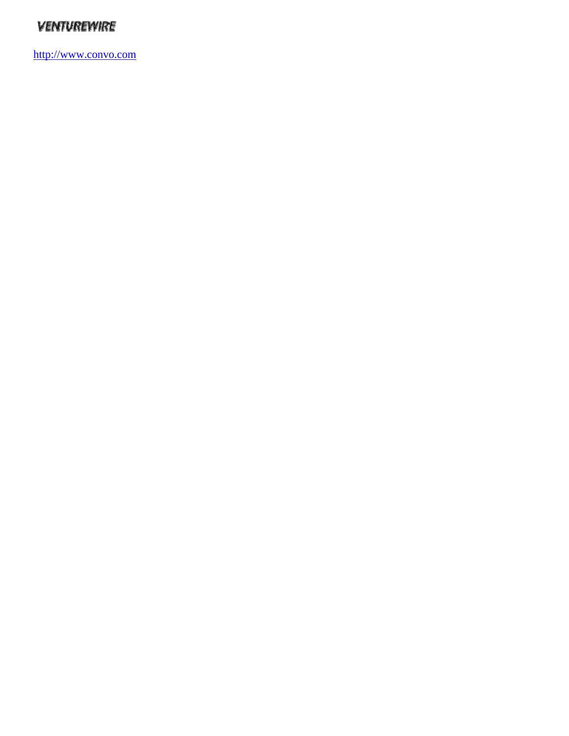VENTUREWIRE

http://www.convo.com